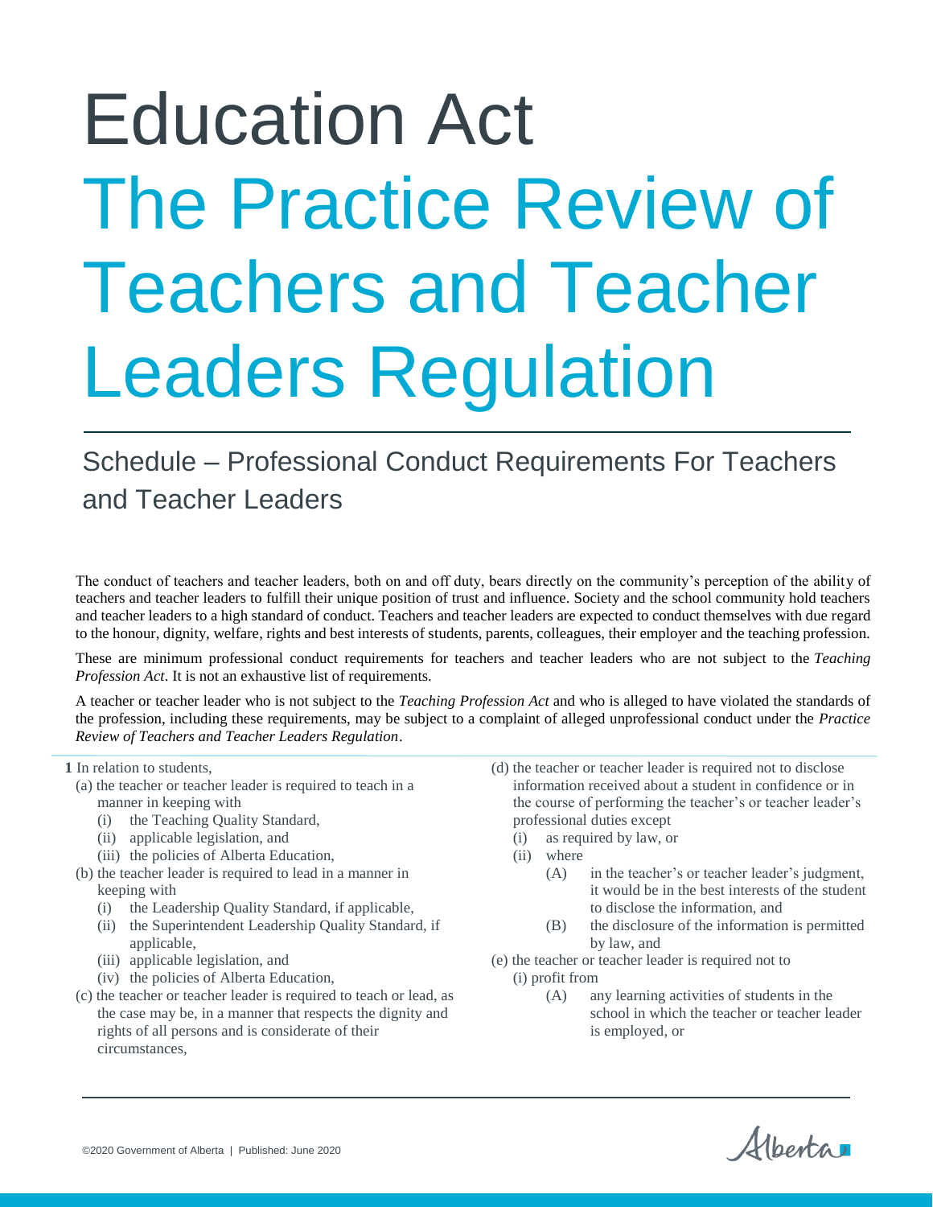# Education Act

# The Practice Review of Teachers and Teacher Leaders Regulation

## Schedule – Professional Conduct Requirements For Teachers and Teacher Leaders

The conduct of teachers and teacher leaders, both on and off duty, bears directly on the community's perception of the ability of teachers and teacher leaders to fulfill their unique position of trust and influence. Society and the school community hold teachers and teacher leaders to a high standard of conduct. Teachers and teacher leaders are expected to conduct themselves with due regard to the honour, dignity, welfare, rights and best interests of students, parents, colleagues, their employer and the teaching profession.

These are minimum professional conduct requirements for teachers and teacher leaders who are not subject to the *Teaching Profession Act*. It is not an exhaustive list of requirements.

A teacher or teacher leader who is not subject to the *Teaching Profession Act* and who is alleged to have violated the standards of the profession, including these requirements, may be subject to a complaint of alleged unprofessional conduct under the *Practice Review of Teachers and Teacher Leaders Regulation*.

**1** In relation to students,

- (a) the teacher or teacher leader is required to teach in a manner in keeping with
  - (i) the Teaching Quality Standard,
  - (ii) applicable legislation, and
  - (iii) the policies of Alberta Education,
- (b) the teacher leader is required to lead in a manner in keeping with
  - (i) the Leadership Quality Standard, if applicable,
  - (ii) the Superintendent Leadership Quality Standard, if applicable,
  - (iii) applicable legislation, and
  - (iv) the policies of Alberta Education,
- (c) the teacher or teacher leader is required to teach or lead, as the case may be, in a manner that respects the dignity and rights of all persons and is considerate of their circumstances,
- (d) the teacher or teacher leader is required not to disclose information received about a student in confidence or in the course of performing the teacher's or teacher leader's professional duties except
  - (i) as required by law, or
  - (ii) where
    - (A) in the teacher's or teacher leader's judgment, it would be in the best interests of the student to disclose the information, and
    - (B) the disclosure of the information is permitted by law, and
- (e) the teacher or teacher leader is required not to
  - (i) profit from
    - (A) any learning activities of students in the school in which the teacher or teacher leader is employed, or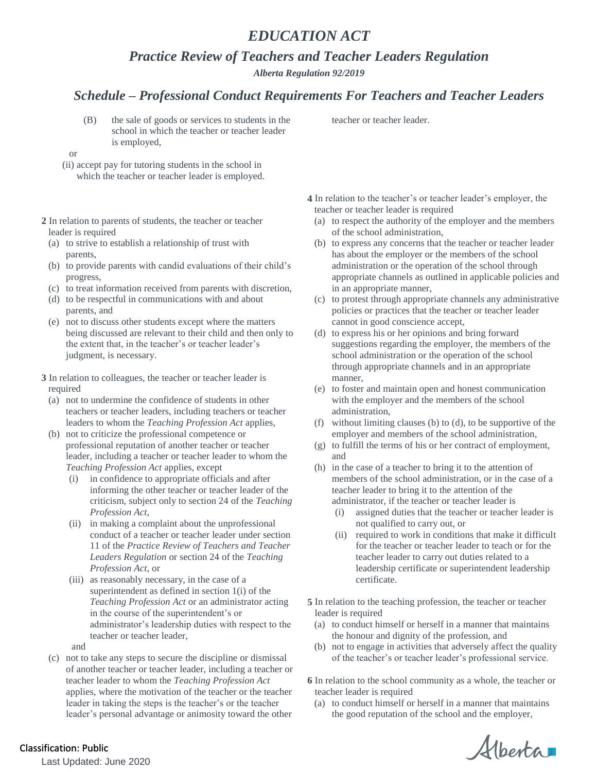(B) the sale of goods or services to students in the school in which the teacher or teacher leader is employed,

or

(ii) accept pay for tutoring students in the school in which the teacher or teacher leader is employed.

**2** In relation to parents of students, the teacher or teacher leader is required

(a) to strive to establish a relationship of trust with parents,

(b) to provide parents with candid evaluations of their child's progress,

(c) to treat information received from parents with discretion,

(d) to be respectful in communications with and about parents, and

(e) not to discuss other students except where the matters being discussed are relevant to their child and then only to the extent that, in the teacher's or teacher leader's judgment, is necessary.

**3** In relation to colleagues, the teacher or teacher leader is required

(a) not to undermine the confidence of students in other teachers or teacher leaders, including teachers or teacher leaders to whom the *Teaching Profession Act* applies,

(b) not to criticize the professional competence or professional reputation of another teacher or teacher leader, including a teacher or teacher leader to whom the *Teaching Profession Act* applies, except

(i) in confidence to appropriate officials and after informing the other teacher or teacher leader of the criticism, subject only to section 24 of the *Teaching Profession Act*,

(ii) in making a complaint about the unprofessional conduct of a teacher or teacher leader under section 11 of the *Practice Review of Teachers and Teacher Leaders Regulation* or section 24 of the *Teaching Profession Act*, or

(iii) as reasonably necessary, in the case of a superintendent as defined in section 1(i) of the *Teaching Profession Act* or an administrator acting in the course of the superintendent's or administrator's leadership duties with respect to the teacher or teacher leader,

and

(c) not to take any steps to secure the discipline or dismissal of another teacher or teacher leader, including a teacher or teacher leader to whom the *Teaching Profession Act* applies, where the motivation of the teacher or the teacher leader in taking the steps is the teacher's or the teacher leader's personal advantage or animosity toward the other teacher or teacher leader.

**4** In relation to the teacher's or teacher leader's employer, the teacher or teacher leader is required

(a) to respect the authority of the employer and the members of the school administration,

(b) to express any concerns that the teacher or teacher leader has about the employer or the members of the school administration or the operation of the school through appropriate channels as outlined in applicable policies and in an appropriate manner,

(c) to protest through appropriate channels any administrative policies or practices that the teacher or teacher leader cannot in good conscience accept,

(d) to express his or her opinions and bring forward suggestions regarding the employer, the members of the school administration or the operation of the school through appropriate channels and in an appropriate manner,

(e) to foster and maintain open and honest communication with the employer and the members of the school administration,

(f) without limiting clauses (b) to (d), to be supportive of the employer and members of the school administration,

(g) to fulfill the terms of his or her contract of employment, and

(h) in the case of a teacher to bring it to the attention of members of the school administration, or in the case of a teacher leader to bring it to the attention of the administrator, if the teacher or teacher leader is

(i) assigned duties that the teacher or teacher leader is not qualified to carry out, or

(ii) required to work in conditions that make it difficult for the teacher or teacher leader to teach or for the teacher leader to carry out duties related to a leadership certificate or superintendent leadership certificate.

**5** In relation to the teaching profession, the teacher or teacher leader is required

(a) to conduct himself or herself in a manner that maintains the honour and dignity of the profession, and

(b) not to engage in activities that adversely affect the quality of the teacher's or teacher leader's professional service.

**6** In relation to the school community as a whole, the teacher or teacher leader is required

(a) to conduct himself or herself in a manner that maintains the good reputation of the school and the employer,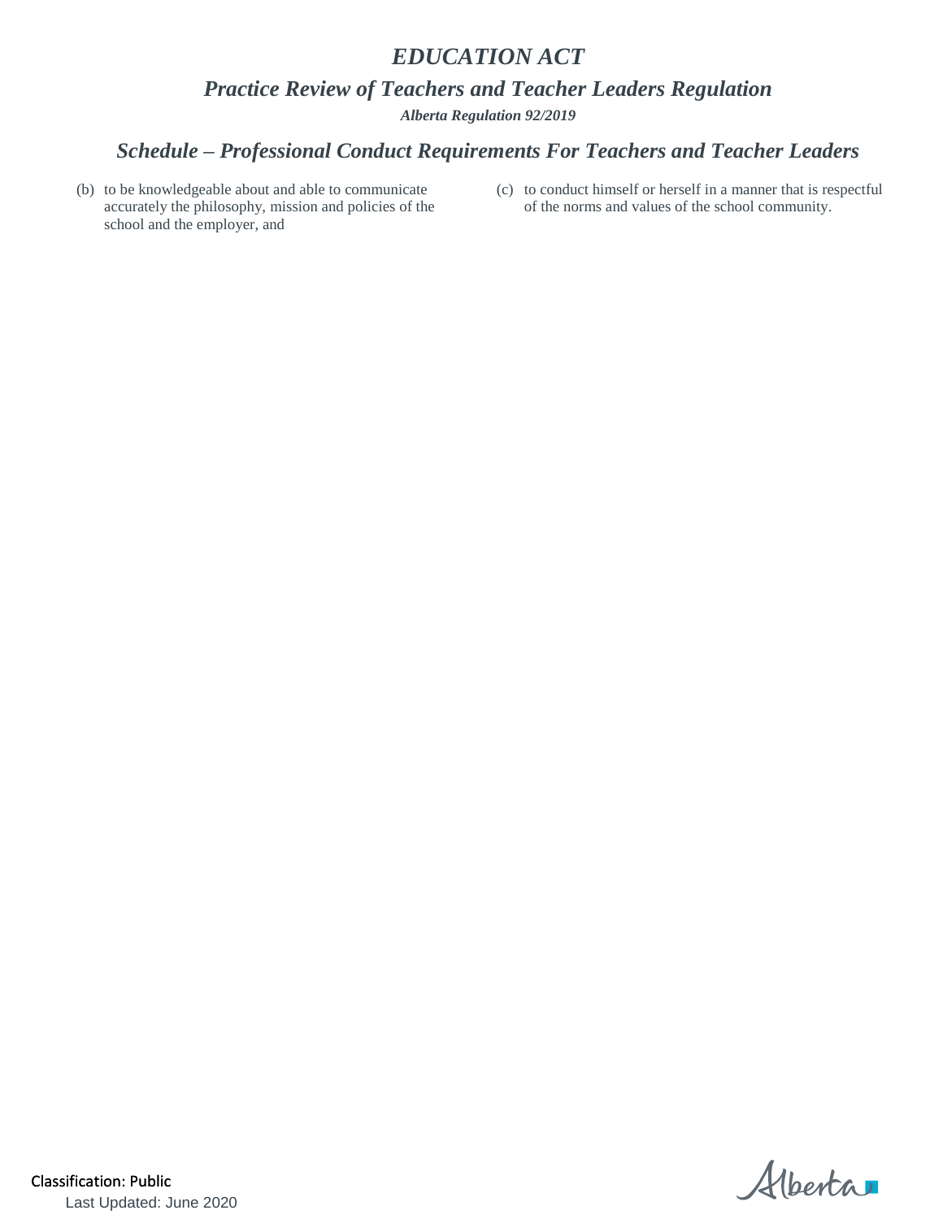(b) to be knowledgeable about and able to communicate accurately the philosophy, mission and policies of the school and the employer, and

(c) to conduct himself or herself in a manner that is respectful of the norms and values of the school community.